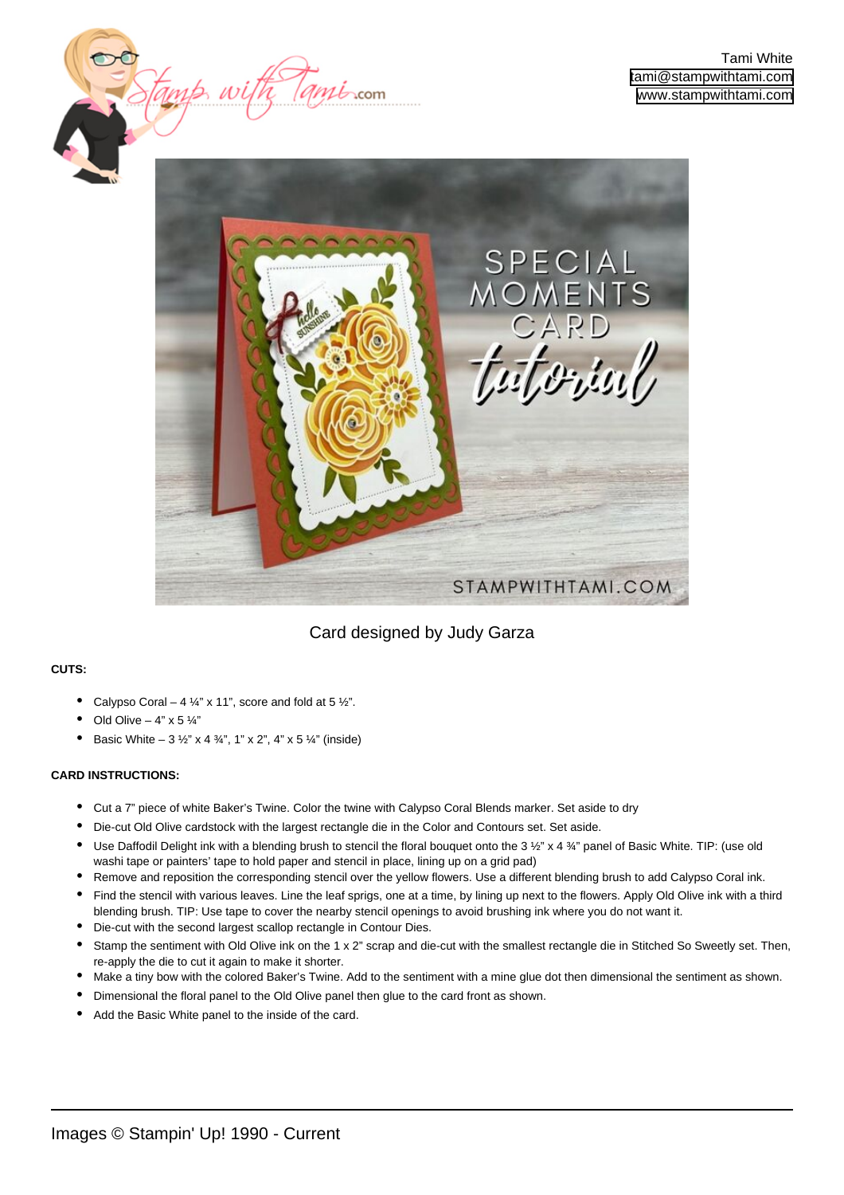Tami White
tami@stampwithtami.com
www.stampwithtami.com

Card designed by Judy Garza

**CUTS:**

- Calypso Coral – 4 ¼" x 11", score and fold at 5 ½".
- Old Olive – 4" x 5 ¼"
- Basic White – 3 ½" x 4 ¾", 1" x 2", 4" x 5 ¼" (inside)

**CARD INSTRUCTIONS:**

- Cut a 7" piece of white Baker's Twine. Color the twine with Calypso Coral Blends marker. Set aside to dry
- Die-cut Old Olive cardstock with the largest rectangle die in the Color and Contours set. Set aside.
- Use Daffodil Delight ink with a blending brush to stencil the floral bouquet onto the 3 ½" x 4 ¾" panel of Basic White. TIP: (use old washi tape or painters' tape to hold paper and stencil in place, lining up on a grid pad)
- Remove and reposition the corresponding stencil over the yellow flowers. Use a different blending brush to add Calypso Coral ink.
- Find the stencil with various leaves. Line the leaf sprigs, one at a time, by lining up next to the flowers. Apply Old Olive ink with a third blending brush. TIP: Use tape to cover the nearby stencil openings to avoid brushing ink where you do not want it.
- Die-cut with the second largest scallop rectangle in Contour Dies.
- Stamp the sentiment with Old Olive ink on the 1 x 2" scrap and die-cut with the smallest rectangle die in Stitched So Sweetly set. Then, re-apply the die to cut it again to make it shorter.
- Make a tiny bow with the colored Baker's Twine. Add to the sentiment with a mine glue dot then dimensional the sentiment as shown.
- Dimensional the floral panel to the Old Olive panel then glue to the card front as shown.
- Add the Basic White panel to the inside of the card.

Images © Stampin' Up! 1990 - Current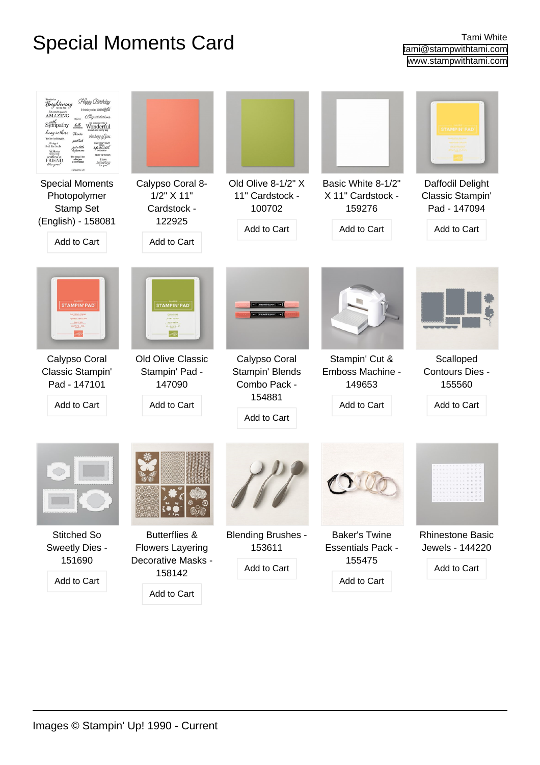# Special Moments Card

Tami White
tami@stampwithtami.com
www.stampwithtami.com

Special Moments Photopolymer Stamp Set (English) - 158081

Add to Cart

Calypso Coral 8-1/2" X 11" Cardstock - 122925

Add to Cart

Old Olive 8-1/2" X 11" Cardstock - 100702

Add to Cart

Basic White 8-1/2" X 11" Cardstock - 159276

Add to Cart

Daffodil Delight Classic Stampin' Pad - 147094

Add to Cart

Calypso Coral Classic Stampin' Pad - 147101

Add to Cart

Old Olive Classic Stampin' Pad - 147090

Add to Cart

Calypso Coral Stampin' Blends Combo Pack - 154881

Add to Cart

Stampin' Cut & Emboss Machine - 149653

Add to Cart

Scalloped Contours Dies - 155560

Add to Cart

Stitched So Sweetly Dies - 151690

Add to Cart

Butterflies & Flowers Layering Decorative Masks - 158142

Add to Cart

Blending Brushes - 153611

Add to Cart

Baker's Twine Essentials Pack - 155475

Add to Cart

Rhinestone Basic Jewels - 144220

Add to Cart

Images © Stampin' Up! 1990 - Current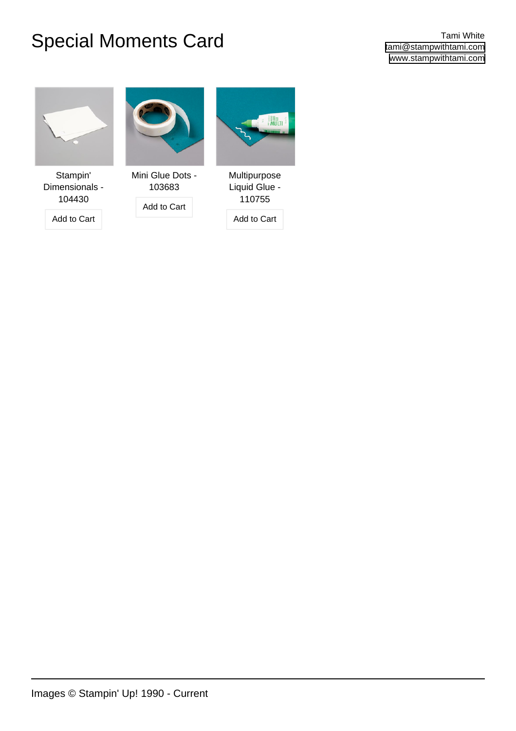# Special Moments Card

Tami White
tami@stampwithtami.com
www.stampwithtami.com

Stampin' Dimensionals - 104430

Add to Cart

Mini Glue Dots - 103683

Add to Cart

Multipurpose Liquid Glue - 110755

Add to Cart

Images © Stampin' Up! 1990 - Current